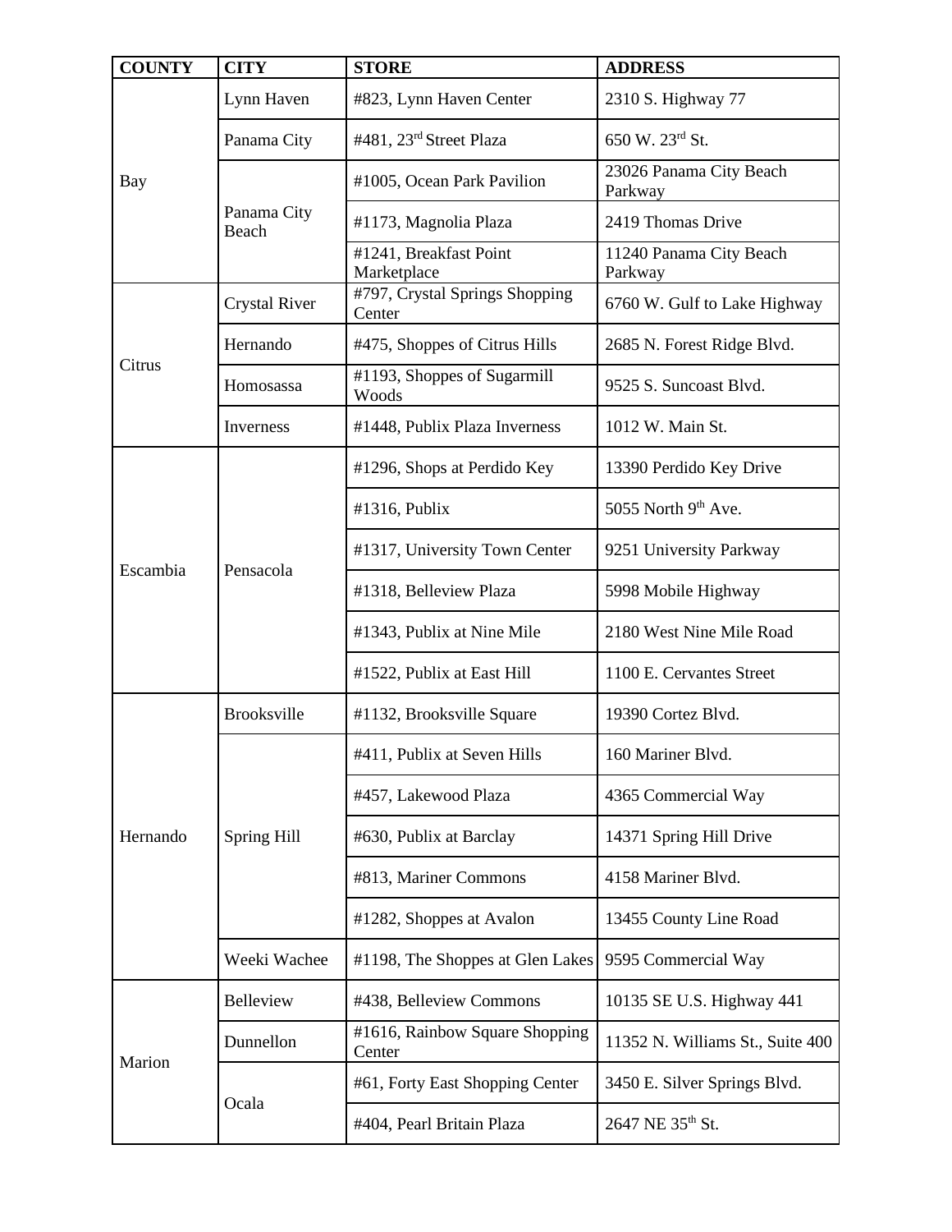| COUNTY | CITY | STORE | ADDRESS |
|---|---|---|---|
| Bay | Lynn Haven | #823, Lynn Haven Center | 2310 S. Highway 77 |
| | Panama City | #481, 23rd Street Plaza | 650 W. 23rd St. |
| | Panama City Beach | #1005, Ocean Park Pavilion | 23026 Panama City Beach Parkway |
| | | #1173, Magnolia Plaza | 2419 Thomas Drive |
| | | #1241, Breakfast Point Marketplace | 11240 Panama City Beach Parkway |
| Citrus | Crystal River | #797, Crystal Springs Shopping Center | 6760 W. Gulf to Lake Highway |
| | Hernando | #475, Shoppes of Citrus Hills | 2685 N. Forest Ridge Blvd. |
| | Homosassa | #1193, Shoppes of Sugarmill Woods | 9525 S. Suncoast Blvd. |
| | Inverness | #1448, Publix Plaza Inverness | 1012 W. Main St. |
| Escambia | Pensacola | #1296, Shops at Perdido Key | 13390 Perdido Key Drive |
| | | #1316, Publix | 5055 North 9th Ave. |
| | | #1317, University Town Center | 9251 University Parkway |
| | | #1318, Belleview Plaza | 5998 Mobile Highway |
| | | #1343, Publix at Nine Mile | 2180 West Nine Mile Road |
| | | #1522, Publix at East Hill | 1100 E. Cervantes Street |
| Hernando | Brooksville | #1132, Brooksville Square | 19390 Cortez Blvd. |
| | Spring Hill | #411, Publix at Seven Hills | 160 Mariner Blvd. |
| | | #457, Lakewood Plaza | 4365 Commercial Way |
| | | #630, Publix at Barclay | 14371 Spring Hill Drive |
| | | #813, Mariner Commons | 4158 Mariner Blvd. |
| | | #1282, Shoppes at Avalon | 13455 County Line Road |
| | Weeki Wachee | #1198, The Shoppes at Glen Lakes | 9595 Commercial Way |
| Marion | Belleview | #438, Belleview Commons | 10135 SE U.S. Highway 441 |
| | Dunnellon | #1616, Rainbow Square Shopping Center | 11352 N. Williams St., Suite 400 |
| | Ocala | #61, Forty East Shopping Center | 3450 E. Silver Springs Blvd. |
| | | #404, Pearl Britain Plaza | 2647 NE 35th St. |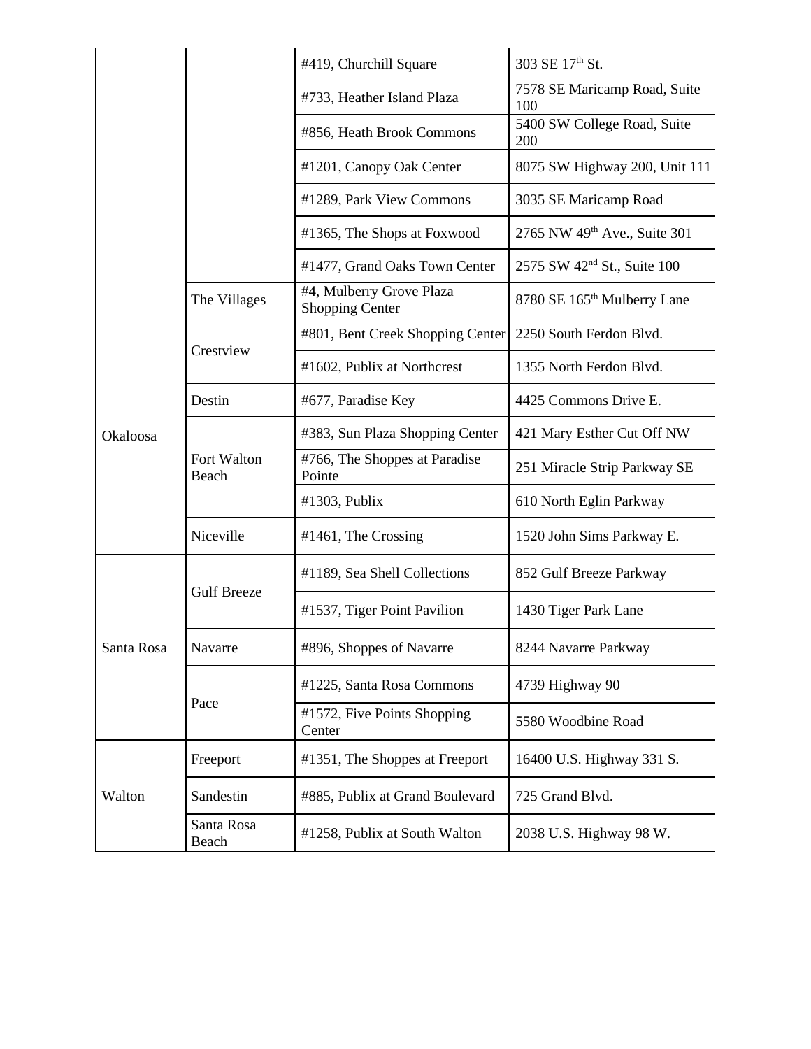| | | | |
|---|---|---|---|
| | | #419, Churchill Square | 303 SE 17th St. |
| | | #733, Heather Island Plaza | 7578 SE Maricamp Road, Suite 100 |
| | | #856, Heath Brook Commons | 5400 SW College Road, Suite 200 |
| | | #1201, Canopy Oak Center | 8075 SW Highway 200, Unit 111 |
| | | #1289, Park View Commons | 3035 SE Maricamp Road |
| | | #1365, The Shops at Foxwood | 2765 NW 49th Ave., Suite 301 |
| | | #1477, Grand Oaks Town Center | 2575 SW 42nd St., Suite 100 |
| | The Villages | #4, Mulberry Grove Plaza Shopping Center | 8780 SE 165th Mulberry Lane |
| Okaloosa | Crestview | #801, Bent Creek Shopping Center | 2250 South Ferdon Blvd. |
| | | #1602, Publix at Northcrest | 1355 North Ferdon Blvd. |
| | Destin | #677, Paradise Key | 4425 Commons Drive E. |
| | Fort Walton Beach | #383, Sun Plaza Shopping Center | 421 Mary Esther Cut Off NW |
| | | #766, The Shoppes at Paradise Pointe | 251 Miracle Strip Parkway SE |
| | | #1303, Publix | 610 North Eglin Parkway |
| | Niceville | #1461, The Crossing | 1520 John Sims Parkway E. |
| Santa Rosa | Gulf Breeze | #1189, Sea Shell Collections | 852 Gulf Breeze Parkway |
| | | #1537, Tiger Point Pavilion | 1430 Tiger Park Lane |
| | Navarre | #896, Shoppes of Navarre | 8244 Navarre Parkway |
| | Pace | #1225, Santa Rosa Commons | 4739 Highway 90 |
| | | #1572, Five Points Shopping Center | 5580 Woodbine Road |
| Walton | Freeport | #1351, The Shoppes at Freeport | 16400 U.S. Highway 331 S. |
| | Sandestin | #885, Publix at Grand Boulevard | 725 Grand Blvd. |
| | Santa Rosa Beach | #1258, Publix at South Walton | 2038 U.S. Highway 98 W. |